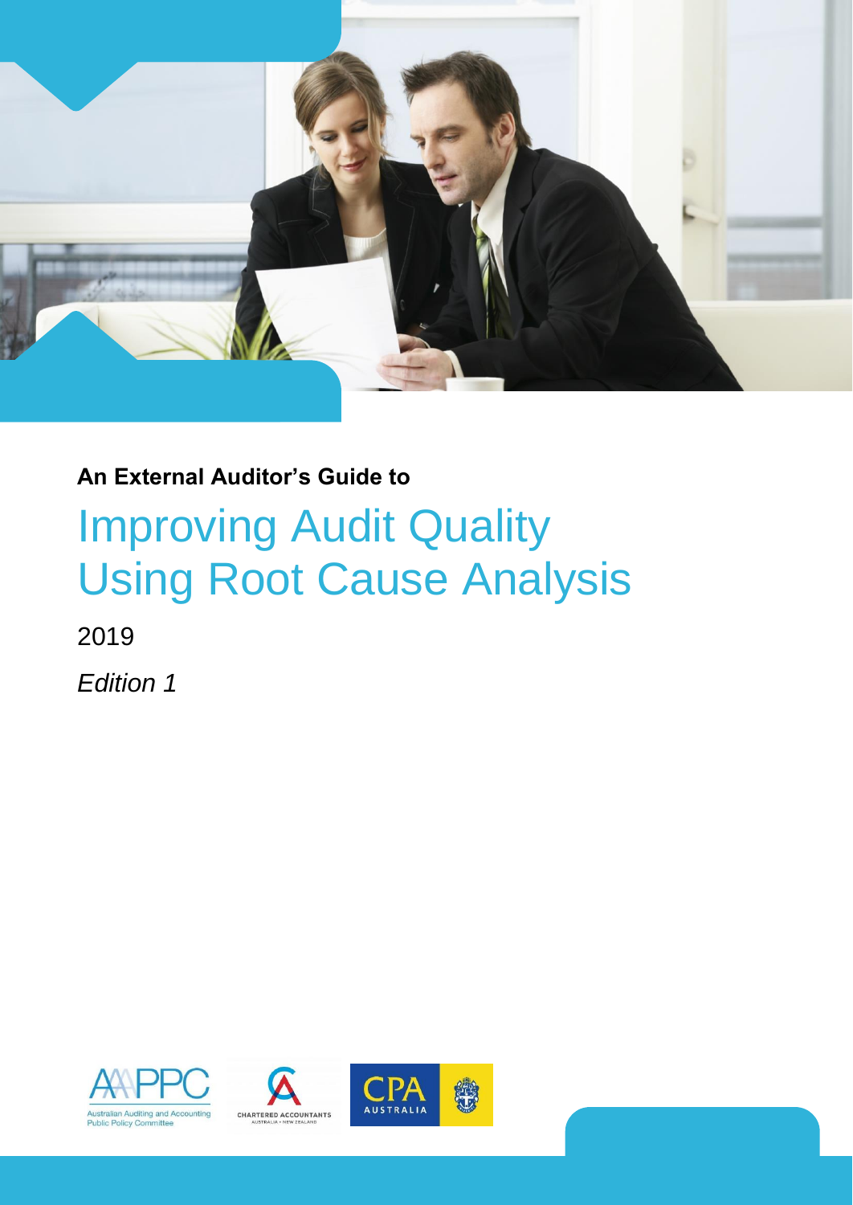**An External Auditor's Guide to**

# Improving Audit Quality Using Root Cause Analysis

2019

*Edition 1*

Australian Auditing and Accounting Public Policy Committee

CHARTERED ACCOUNTANTS AUSTRALIA + NEW ZEALAND

CPA AUSTRALIA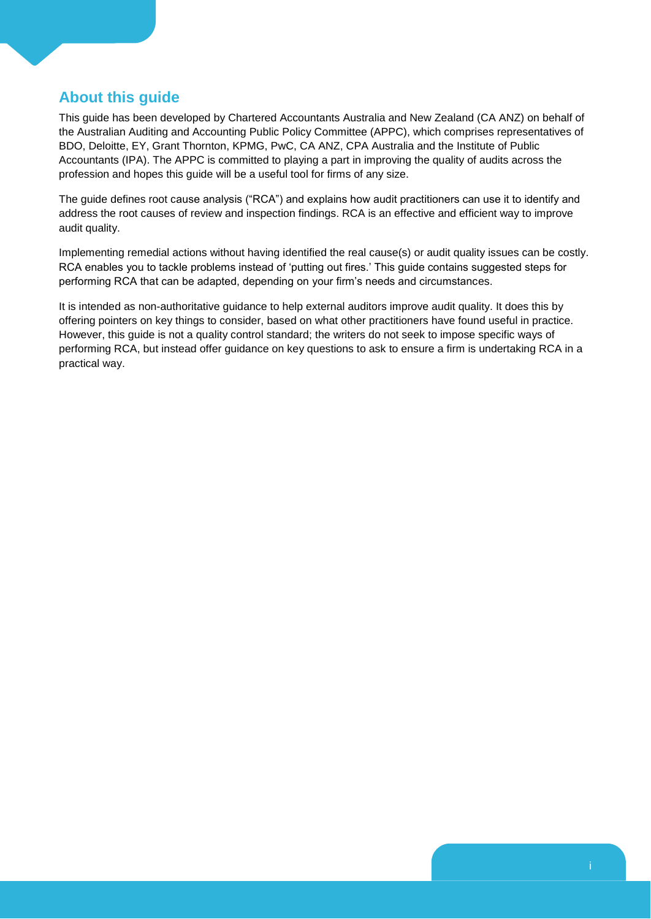## About this guide

This guide has been developed by Chartered Accountants Australia and New Zealand (CA ANZ) on behalf of the Australian Auditing and Accounting Public Policy Committee (APPC), which comprises representatives of BDO, Deloitte, EY, Grant Thornton, KPMG, PwC, CA ANZ, CPA Australia and the Institute of Public Accountants (IPA). The APPC is committed to playing a part in improving the quality of audits across the profession and hopes this guide will be a useful tool for firms of any size.

The guide defines root cause analysis ("RCA") and explains how audit practitioners can use it to identify and address the root causes of review and inspection findings. RCA is an effective and efficient way to improve audit quality.

Implementing remedial actions without having identified the real cause(s) or audit quality issues can be costly. RCA enables you to tackle problems instead of 'putting out fires.' This guide contains suggested steps for performing RCA that can be adapted, depending on your firm's needs and circumstances.

It is intended as non-authoritative guidance to help external auditors improve audit quality. It does this by offering pointers on key things to consider, based on what other practitioners have found useful in practice. However, this guide is not a quality control standard; the writers do not seek to impose specific ways of performing RCA, but instead offer guidance on key questions to ask to ensure a firm is undertaking RCA in a practical way.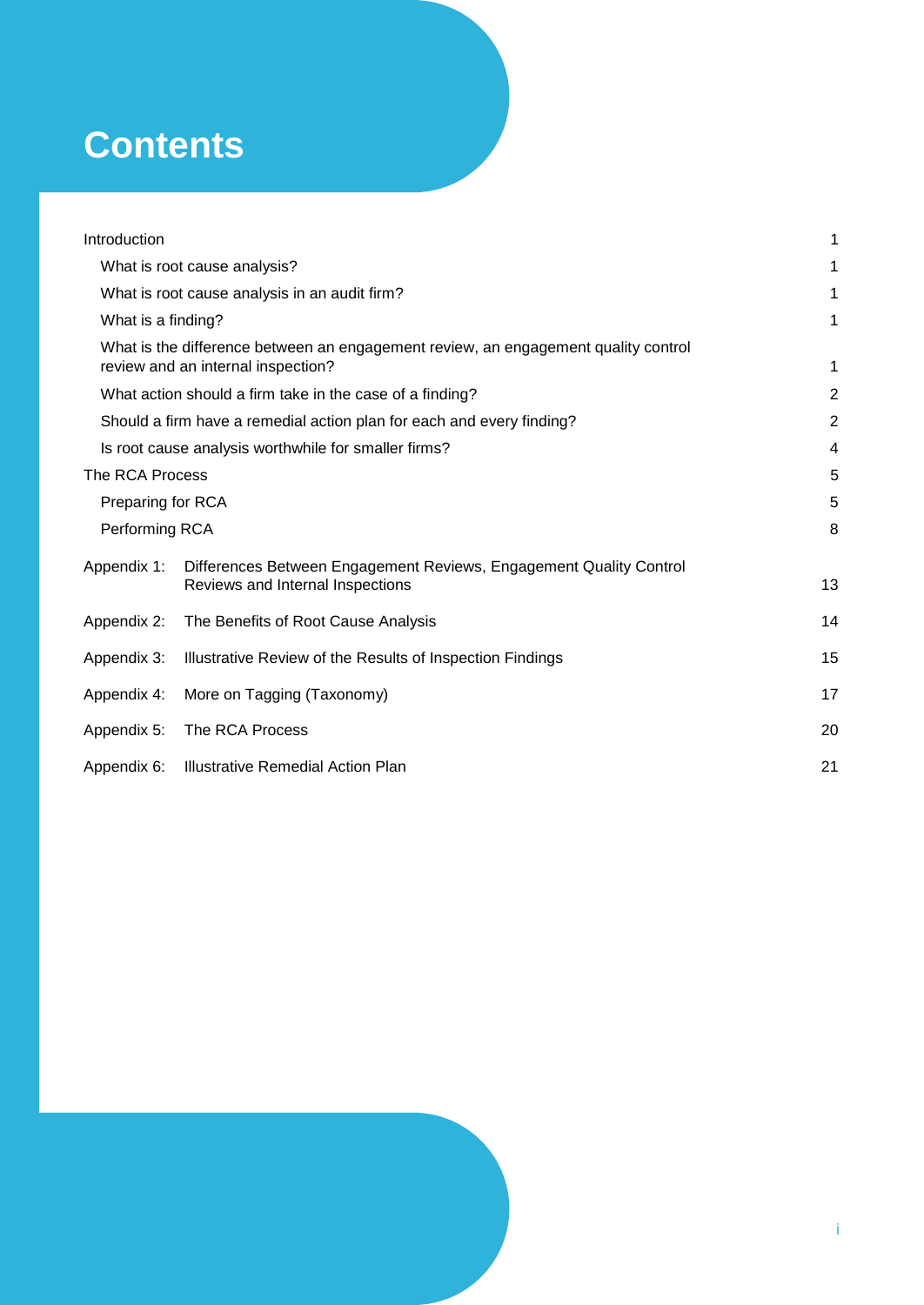# Contents

| | |
|---|---|
| Introduction | 1 |
| What is root cause analysis? | 1 |
| What is root cause analysis in an audit firm? | 1 |
| What is a finding? | 1 |
| What is the difference between an engagement review, an engagement quality control review and an internal inspection? | 1 |
| What action should a firm take in the case of a finding? | 2 |
| Should a firm have a remedial action plan for each and every finding? | 2 |
| Is root cause analysis worthwhile for smaller firms? | 4 |
| The RCA Process | 5 |
| Preparing for RCA | 5 |
| Performing RCA | 8 |
| Appendix 1: Differences Between Engagement Reviews, Engagement Quality Control Reviews and Internal Inspections | 13 |
| Appendix 2: The Benefits of Root Cause Analysis | 14 |
| Appendix 3: Illustrative Review of the Results of Inspection Findings | 15 |
| Appendix 4: More on Tagging (Taxonomy) | 17 |
| Appendix 5: The RCA Process | 20 |
| Appendix 6: Illustrative Remedial Action Plan | 21 |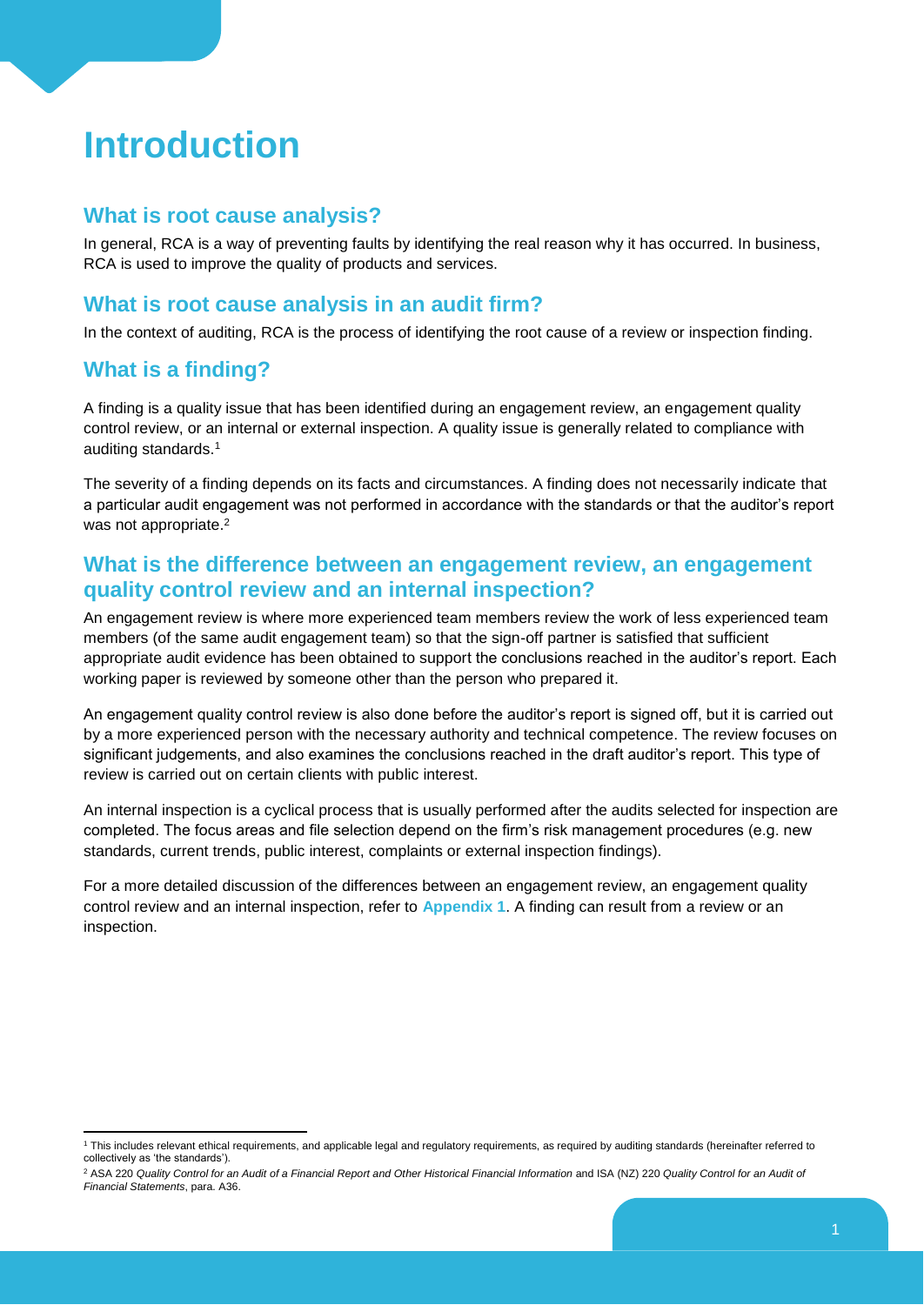# Introduction

## What is root cause analysis?

In general, RCA is a way of preventing faults by identifying the real reason why it has occurred. In business, RCA is used to improve the quality of products and services.

## What is root cause analysis in an audit firm?

In the context of auditing, RCA is the process of identifying the root cause of a review or inspection finding.

## What is a finding?

A finding is a quality issue that has been identified during an engagement review, an engagement quality control review, or an internal or external inspection. A quality issue is generally related to compliance with auditing standards.[1]

The severity of a finding depends on its facts and circumstances. A finding does not necessarily indicate that a particular audit engagement was not performed in accordance with the standards or that the auditor's report was not appropriate.[2]

## What is the difference between an engagement review, an engagement quality control review and an internal inspection?

An engagement review is where more experienced team members review the work of less experienced team members (of the same audit engagement team) so that the sign-off partner is satisfied that sufficient appropriate audit evidence has been obtained to support the conclusions reached in the auditor's report. Each working paper is reviewed by someone other than the person who prepared it.

An engagement quality control review is also done before the auditor's report is signed off, but it is carried out by a more experienced person with the necessary authority and technical competence. The review focuses on significant judgements, and also examines the conclusions reached in the draft auditor's report. This type of review is carried out on certain clients with public interest.

An internal inspection is a cyclical process that is usually performed after the audits selected for inspection are completed. The focus areas and file selection depend on the firm's risk management procedures (e.g. new standards, current trends, public interest, complaints or external inspection findings).

For a more detailed discussion of the differences between an engagement review, an engagement quality control review and an internal inspection, refer to **Appendix 1**. A finding can result from a review or an inspection.

---

[1] This includes relevant ethical requirements, and applicable legal and regulatory requirements, as required by auditing standards (hereinafter referred to collectively as 'the standards').

[2] ASA 220 *Quality Control for an Audit of a Financial Report and Other Historical Financial Information* and ISA (NZ) 220 *Quality Control for an Audit of Financial Statements*, para. A36.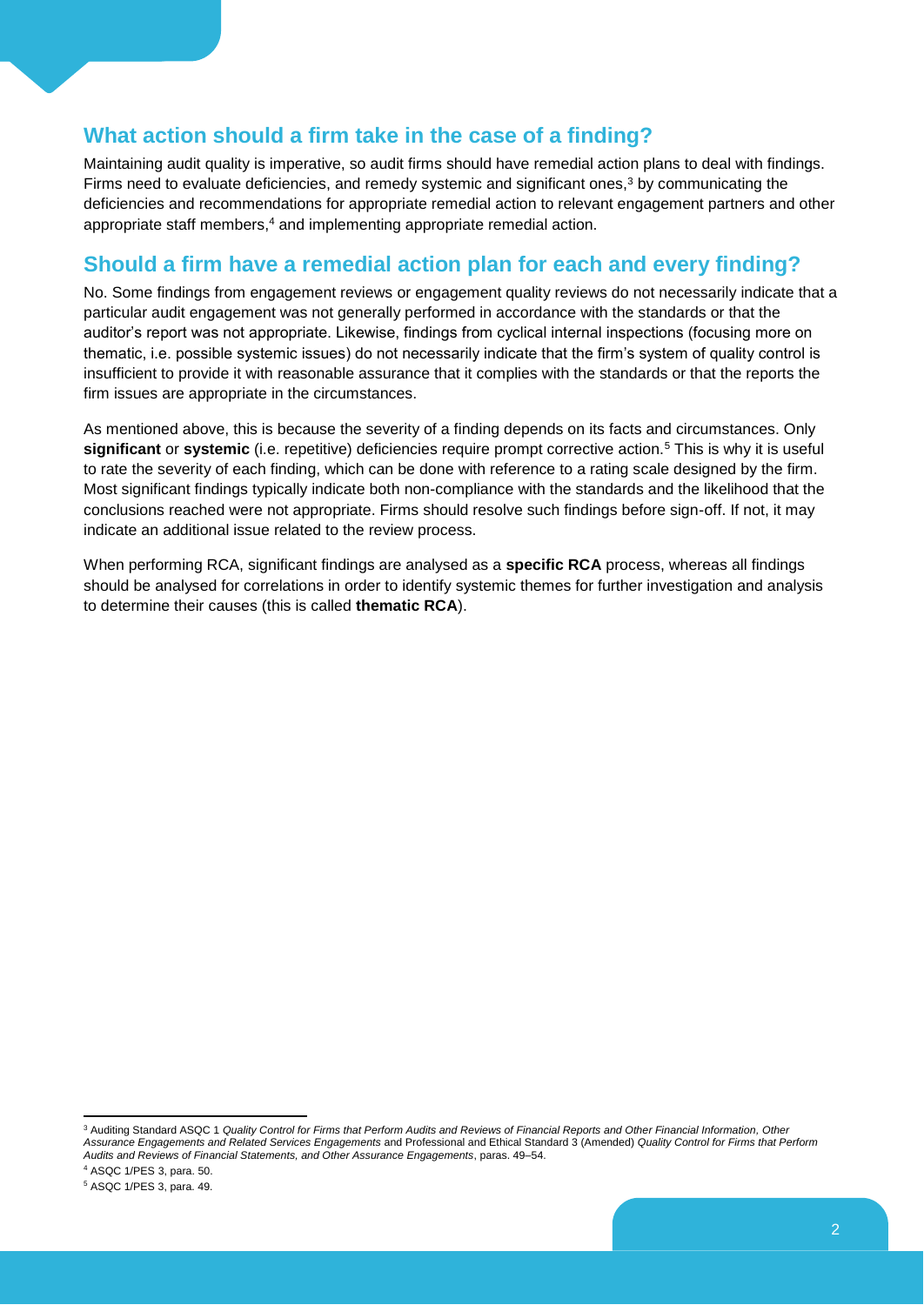## What action should a firm take in the case of a finding?

Maintaining audit quality is imperative, so audit firms should have remedial action plans to deal with findings. Firms need to evaluate deficiencies, and remedy systemic and significant ones,[3] by communicating the deficiencies and recommendations for appropriate remedial action to relevant engagement partners and other appropriate staff members,[4] and implementing appropriate remedial action.

## Should a firm have a remedial action plan for each and every finding?

No. Some findings from engagement reviews or engagement quality reviews do not necessarily indicate that a particular audit engagement was not generally performed in accordance with the standards or that the auditor's report was not appropriate. Likewise, findings from cyclical internal inspections (focusing more on thematic, i.e. possible systemic issues) do not necessarily indicate that the firm's system of quality control is insufficient to provide it with reasonable assurance that it complies with the standards or that the reports the firm issues are appropriate in the circumstances.

As mentioned above, this is because the severity of a finding depends on its facts and circumstances. Only **significant** or **systemic** (i.e. repetitive) deficiencies require prompt corrective action.[5] This is why it is useful to rate the severity of each finding, which can be done with reference to a rating scale designed by the firm. Most significant findings typically indicate both non-compliance with the standards and the likelihood that the conclusions reached were not appropriate. Firms should resolve such findings before sign-off. If not, it may indicate an additional issue related to the review process.

When performing RCA, significant findings are analysed as a **specific RCA** process, whereas all findings should be analysed for correlations in order to identify systemic themes for further investigation and analysis to determine their causes (this is called **thematic RCA**).

---

[3] Auditing Standard ASQC 1 *Quality Control for Firms that Perform Audits and Reviews of Financial Reports and Other Financial Information, Other Assurance Engagements and Related Services Engagements* and Professional and Ethical Standard 3 (Amended) *Quality Control for Firms that Perform Audits and Reviews of Financial Statements, and Other Assurance Engagements*, paras. 49–54.

[4] ASQC 1/PES 3, para. 50.

[5] ASQC 1/PES 3, para. 49.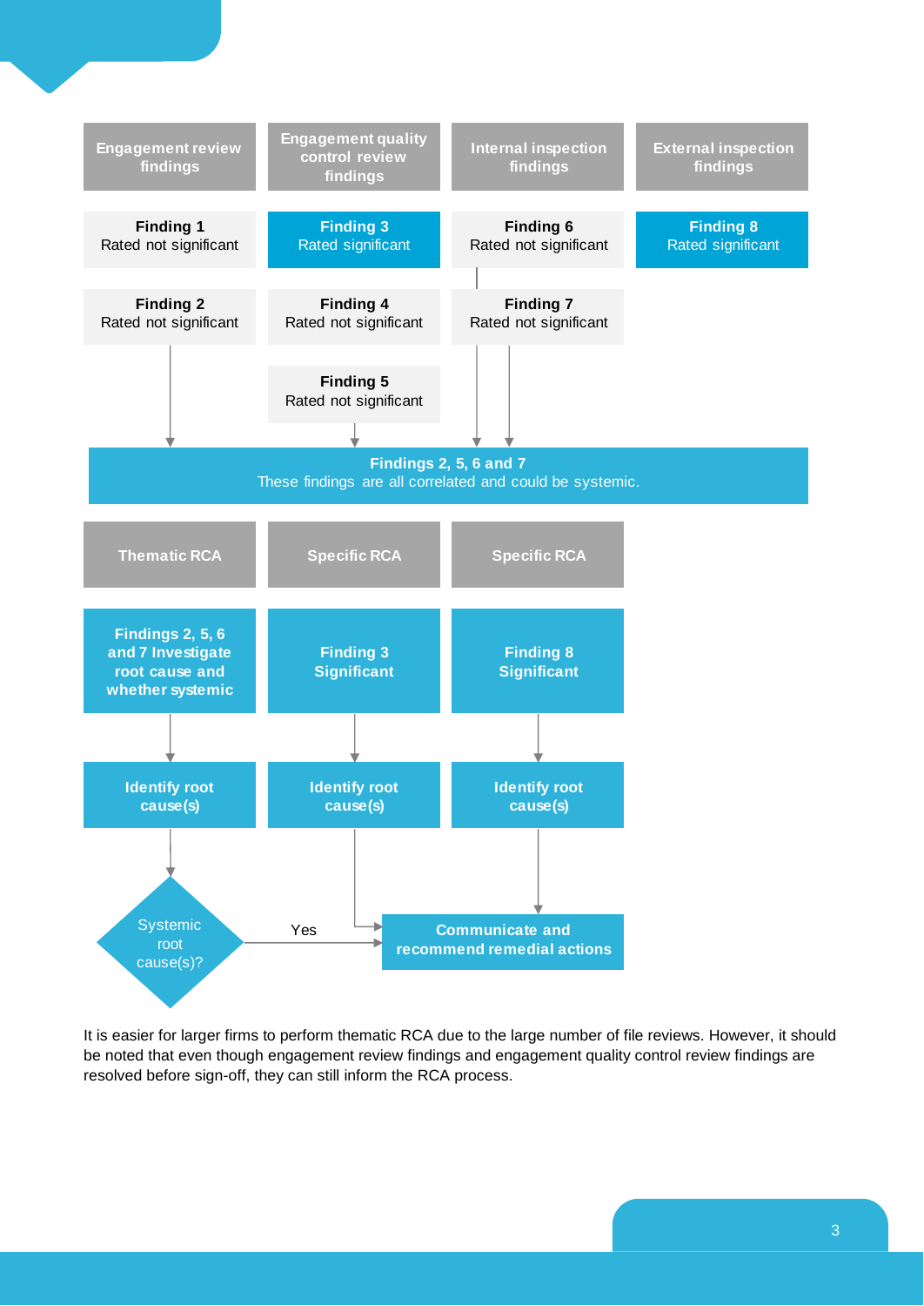| Engagement review findings | Engagement quality control review findings | Internal inspection findings | External inspection findings |
| --- | --- | --- | --- |
| **Finding 1** Rated not significant | **Finding 3** Rated significant | **Finding 6** Rated not significant | **Finding 8** Rated significant |
| **Finding 2** Rated not significant | **Finding 4** Rated not significant | **Finding 7** Rated not significant | |
| | **Finding 5** Rated not significant | | |

**Findings 2, 5, 6 and 7**
These findings are all correlated and could be systemic.

| Thematic RCA | Specific RCA | Specific RCA |
| --- | --- | --- |
| **Findings 2, 5, 6 and 7 Investigate root cause and whether systemic** | **Finding 3 Significant** | **Finding 8 Significant** |
| **Identify root cause(s)** | **Identify root cause(s)** | **Identify root cause(s)** |
| Systemic root cause(s)? → Yes | | |

**Communicate and recommend remedial actions**

It is easier for larger firms to perform thematic RCA due to the large number of file reviews. However, it should be noted that even though engagement review findings and engagement quality control review findings are resolved before sign-off, they can still inform the RCA process.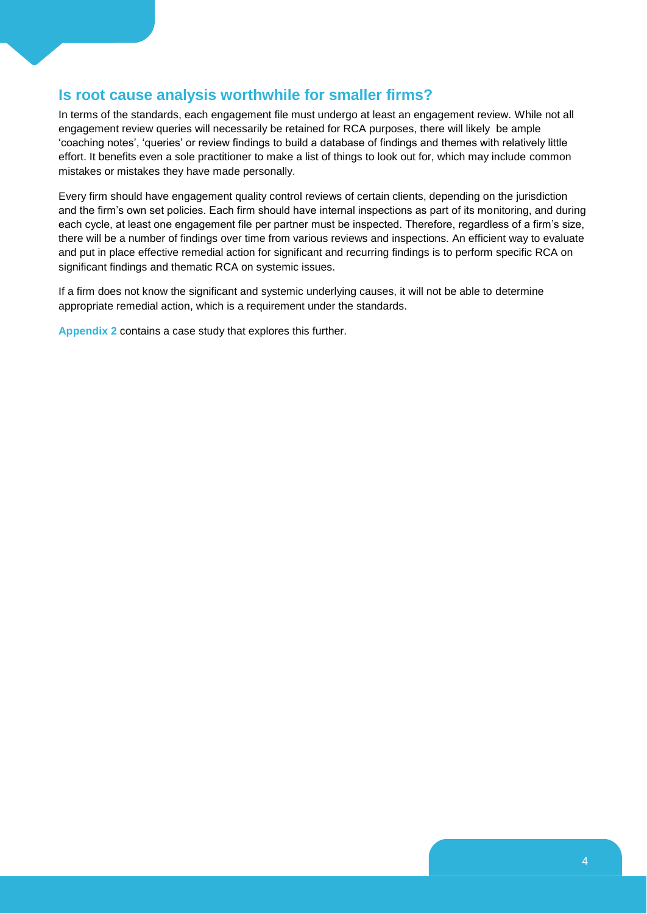## Is root cause analysis worthwhile for smaller firms?

In terms of the standards, each engagement file must undergo at least an engagement review. While not all engagement review queries will necessarily be retained for RCA purposes, there will likely be ample 'coaching notes', 'queries' or review findings to build a database of findings and themes with relatively little effort. It benefits even a sole practitioner to make a list of things to look out for, which may include common mistakes or mistakes they have made personally.

Every firm should have engagement quality control reviews of certain clients, depending on the jurisdiction and the firm's own set policies. Each firm should have internal inspections as part of its monitoring, and during each cycle, at least one engagement file per partner must be inspected. Therefore, regardless of a firm's size, there will be a number of findings over time from various reviews and inspections. An efficient way to evaluate and put in place effective remedial action for significant and recurring findings is to perform specific RCA on significant findings and thematic RCA on systemic issues.

If a firm does not know the significant and systemic underlying causes, it will not be able to determine appropriate remedial action, which is a requirement under the standards.

**Appendix 2** contains a case study that explores this further.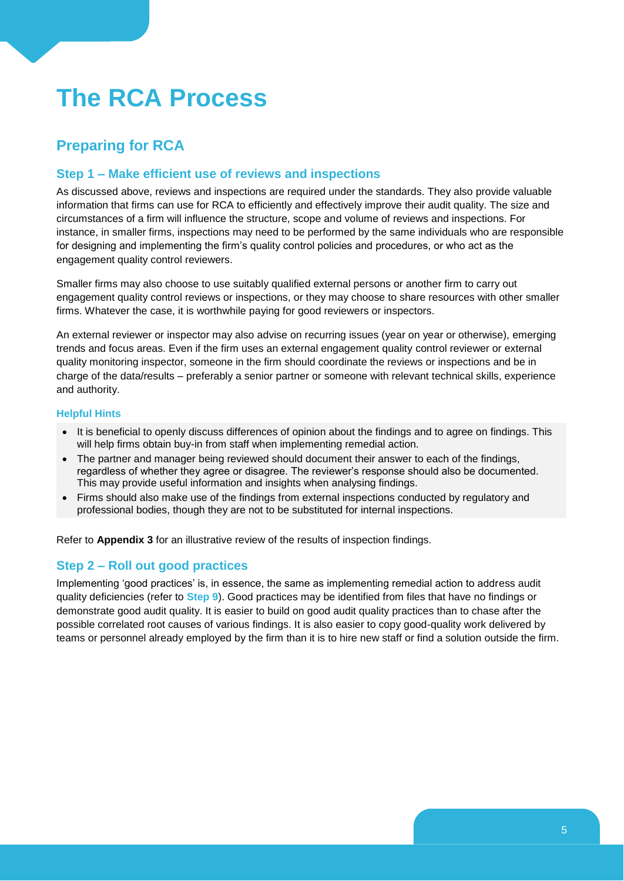# The RCA Process

## Preparing for RCA

### Step 1 – Make efficient use of reviews and inspections

As discussed above, reviews and inspections are required under the standards. They also provide valuable information that firms can use for RCA to efficiently and effectively improve their audit quality. The size and circumstances of a firm will influence the structure, scope and volume of reviews and inspections. For instance, in smaller firms, inspections may need to be performed by the same individuals who are responsible for designing and implementing the firm's quality control policies and procedures, or who act as the engagement quality control reviewers.

Smaller firms may also choose to use suitably qualified external persons or another firm to carry out engagement quality control reviews or inspections, or they may choose to share resources with other smaller firms. Whatever the case, it is worthwhile paying for good reviewers or inspectors.

An external reviewer or inspector may also advise on recurring issues (year on year or otherwise), emerging trends and focus areas. Even if the firm uses an external engagement quality control reviewer or external quality monitoring inspector, someone in the firm should coordinate the reviews or inspections and be in charge of the data/results – preferably a senior partner or someone with relevant technical skills, experience and authority.

#### Helpful Hints

- It is beneficial to openly discuss differences of opinion about the findings and to agree on findings. This will help firms obtain buy-in from staff when implementing remedial action.
- The partner and manager being reviewed should document their answer to each of the findings, regardless of whether they agree or disagree. The reviewer's response should also be documented. This may provide useful information and insights when analysing findings.
- Firms should also make use of the findings from external inspections conducted by regulatory and professional bodies, though they are not to be substituted for internal inspections.

Refer to **Appendix 3** for an illustrative review of the results of inspection findings.

### Step 2 – Roll out good practices

Implementing 'good practices' is, in essence, the same as implementing remedial action to address audit quality deficiencies (refer to **Step 9**). Good practices may be identified from files that have no findings or demonstrate good audit quality. It is easier to build on good audit quality practices than to chase after the possible correlated root causes of various findings. It is also easier to copy good-quality work delivered by teams or personnel already employed by the firm than it is to hire new staff or find a solution outside the firm.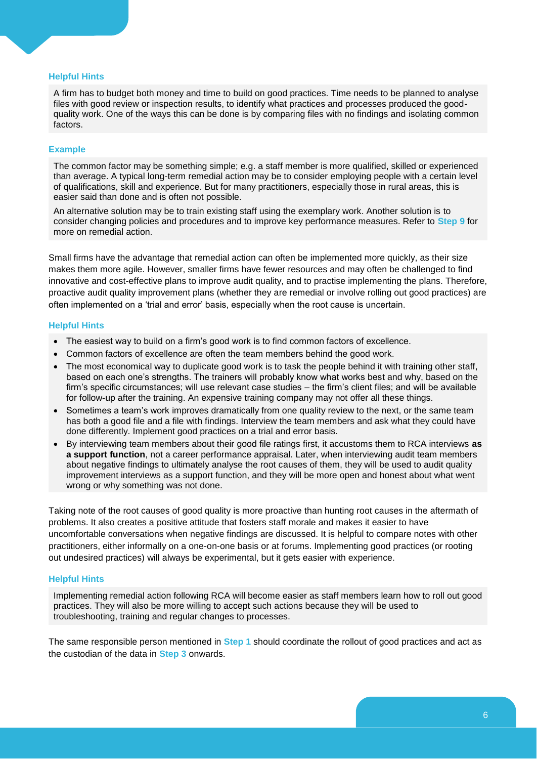### Helpful Hints

A firm has to budget both money and time to build on good practices. Time needs to be planned to analyse files with good review or inspection results, to identify what practices and processes produced the good-quality work. One of the ways this can be done is by comparing files with no findings and isolating common factors.

### Example

The common factor may be something simple; e.g. a staff member is more qualified, skilled or experienced than average. A typical long-term remedial action may be to consider employing people with a certain level of qualifications, skill and experience. But for many practitioners, especially those in rural areas, this is easier said than done and is often not possible.

An alternative solution may be to train existing staff using the exemplary work. Another solution is to consider changing policies and procedures and to improve key performance measures. Refer to **Step 9** for more on remedial action.

Small firms have the advantage that remedial action can often be implemented more quickly, as their size makes them more agile. However, smaller firms have fewer resources and may often be challenged to find innovative and cost-effective plans to improve audit quality, and to practise implementing the plans. Therefore, proactive audit quality improvement plans (whether they are remedial or involve rolling out good practices) are often implemented on a 'trial and error' basis, especially when the root cause is uncertain.

### Helpful Hints

- The easiest way to build on a firm's good work is to find common factors of excellence.
- Common factors of excellence are often the team members behind the good work.
- The most economical way to duplicate good work is to task the people behind it with training other staff, based on each one's strengths. The trainers will probably know what works best and why, based on the firm's specific circumstances; will use relevant case studies – the firm's client files; and will be available for follow-up after the training. An expensive training company may not offer all these things.
- Sometimes a team's work improves dramatically from one quality review to the next, or the same team has both a good file and a file with findings. Interview the team members and ask what they could have done differently. Implement good practices on a trial and error basis.
- By interviewing team members about their good file ratings first, it accustoms them to RCA interviews **as a support function**, not a career performance appraisal. Later, when interviewing audit team members about negative findings to ultimately analyse the root causes of them, they will be used to audit quality improvement interviews as a support function, and they will be more open and honest about what went wrong or why something was not done.

Taking note of the root causes of good quality is more proactive than hunting root causes in the aftermath of problems. It also creates a positive attitude that fosters staff morale and makes it easier to have uncomfortable conversations when negative findings are discussed. It is helpful to compare notes with other practitioners, either informally on a one-on-one basis or at forums. Implementing good practices (or rooting out undesired practices) will always be experimental, but it gets easier with experience.

### Helpful Hints

Implementing remedial action following RCA will become easier as staff members learn how to roll out good practices. They will also be more willing to accept such actions because they will be used to troubleshooting, training and regular changes to processes.

The same responsible person mentioned in **Step 1** should coordinate the rollout of good practices and act as the custodian of the data in **Step 3** onwards.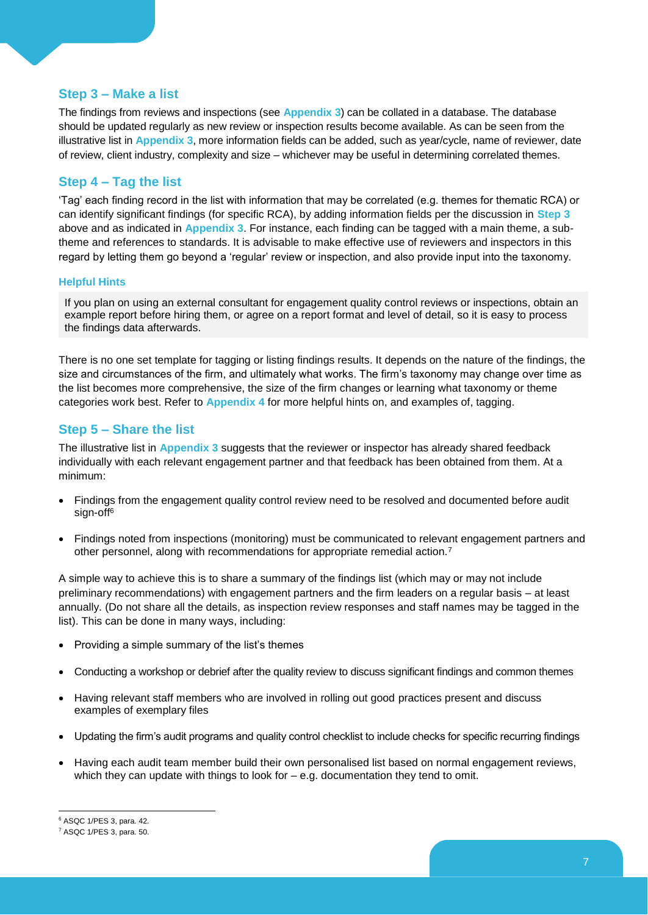## Step 3 – Make a list

The findings from reviews and inspections (see **Appendix 3**) can be collated in a database. The database should be updated regularly as new review or inspection results become available. As can be seen from the illustrative list in **Appendix 3**, more information fields can be added, such as year/cycle, name of reviewer, date of review, client industry, complexity and size – whichever may be useful in determining correlated themes.

## Step 4 – Tag the list

'Tag' each finding record in the list with information that may be correlated (e.g. themes for thematic RCA) or can identify significant findings (for specific RCA), by adding information fields per the discussion in **Step 3** above and as indicated in **Appendix 3**. For instance, each finding can be tagged with a main theme, a sub-theme and references to standards. It is advisable to make effective use of reviewers and inspectors in this regard by letting them go beyond a 'regular' review or inspection, and also provide input into the taxonomy.

#### Helpful Hints

If you plan on using an external consultant for engagement quality control reviews or inspections, obtain an example report before hiring them, or agree on a report format and level of detail, so it is easy to process the findings data afterwards.

There is no one set template for tagging or listing findings results. It depends on the nature of the findings, the size and circumstances of the firm, and ultimately what works. The firm's taxonomy may change over time as the list becomes more comprehensive, the size of the firm changes or learning what taxonomy or theme categories work best. Refer to **Appendix 4** for more helpful hints on, and examples of, tagging.

## Step 5 – Share the list

The illustrative list in **Appendix 3** suggests that the reviewer or inspector has already shared feedback individually with each relevant engagement partner and that feedback has been obtained from them. At a minimum:

- Findings from the engagement quality control review need to be resolved and documented before audit sign-off[6]
- Findings noted from inspections (monitoring) must be communicated to relevant engagement partners and other personnel, along with recommendations for appropriate remedial action.[7]

A simple way to achieve this is to share a summary of the findings list (which may or may not include preliminary recommendations) with engagement partners and the firm leaders on a regular basis – at least annually. (Do not share all the details, as inspection review responses and staff names may be tagged in the list). This can be done in many ways, including:

- Providing a simple summary of the list's themes
- Conducting a workshop or debrief after the quality review to discuss significant findings and common themes
- Having relevant staff members who are involved in rolling out good practices present and discuss examples of exemplary files
- Updating the firm's audit programs and quality control checklist to include checks for specific recurring findings
- Having each audit team member build their own personalised list based on normal engagement reviews, which they can update with things to look for – e.g. documentation they tend to omit.

---

[6] ASQC 1/PES 3, para. 42.

[7] ASQC 1/PES 3, para. 50.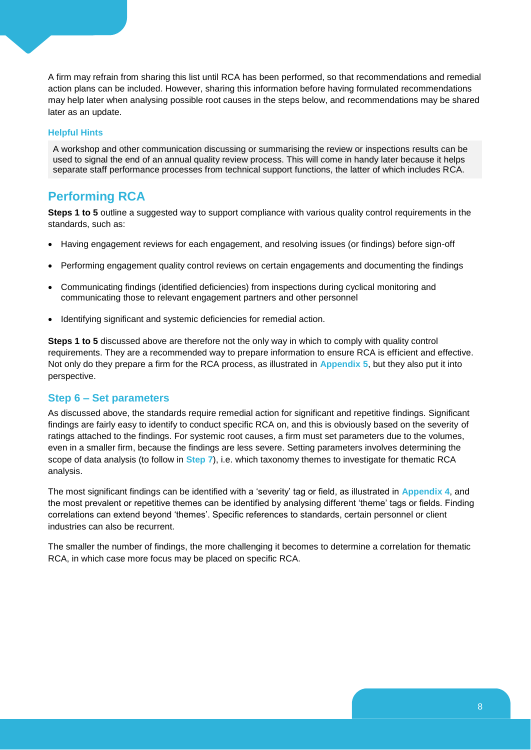A firm may refrain from sharing this list until RCA has been performed, so that recommendations and remedial action plans can be included. However, sharing this information before having formulated recommendations may help later when analysing possible root causes in the steps below, and recommendations may be shared later as an update.

#### Helpful Hints

A workshop and other communication discussing or summarising the review or inspections results can be used to signal the end of an annual quality review process. This will come in handy later because it helps separate staff performance processes from technical support functions, the latter of which includes RCA.

## Performing RCA

**Steps 1 to 5** outline a suggested way to support compliance with various quality control requirements in the standards, such as:

- Having engagement reviews for each engagement, and resolving issues (or findings) before sign-off
- Performing engagement quality control reviews on certain engagements and documenting the findings
- Communicating findings (identified deficiencies) from inspections during cyclical monitoring and communicating those to relevant engagement partners and other personnel
- Identifying significant and systemic deficiencies for remedial action.

**Steps 1 to 5** discussed above are therefore not the only way in which to comply with quality control requirements. They are a recommended way to prepare information to ensure RCA is efficient and effective. Not only do they prepare a firm for the RCA process, as illustrated in **Appendix 5**, but they also put it into perspective.

### Step 6 – Set parameters

As discussed above, the standards require remedial action for significant and repetitive findings. Significant findings are fairly easy to identify to conduct specific RCA on, and this is obviously based on the severity of ratings attached to the findings. For systemic root causes, a firm must set parameters due to the volumes, even in a smaller firm, because the findings are less severe. Setting parameters involves determining the scope of data analysis (to follow in **Step 7**), i.e. which taxonomy themes to investigate for thematic RCA analysis.

The most significant findings can be identified with a 'severity' tag or field, as illustrated in **Appendix 4**, and the most prevalent or repetitive themes can be identified by analysing different 'theme' tags or fields. Finding correlations can extend beyond 'themes'. Specific references to standards, certain personnel or client industries can also be recurrent.

The smaller the number of findings, the more challenging it becomes to determine a correlation for thematic RCA, in which case more focus may be placed on specific RCA.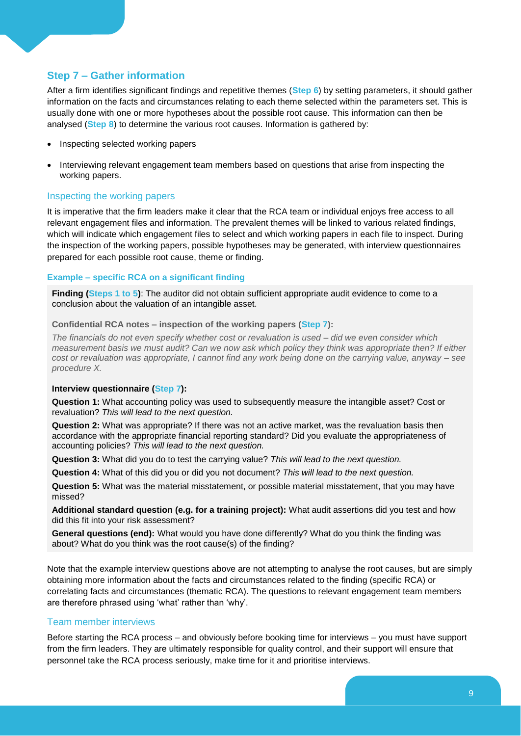## Step 7 – Gather information

After a firm identifies significant findings and repetitive themes (**Step 6**) by setting parameters, it should gather information on the facts and circumstances relating to each theme selected within the parameters set. This is usually done with one or more hypotheses about the possible root cause. This information can then be analysed (**Step 8**) to determine the various root causes. Information is gathered by:

- Inspecting selected working papers
- Interviewing relevant engagement team members based on questions that arise from inspecting the working papers.

### Inspecting the working papers

It is imperative that the firm leaders make it clear that the RCA team or individual enjoys free access to all relevant engagement files and information. The prevalent themes will be linked to various related findings, which will indicate which engagement files to select and which working papers in each file to inspect. During the inspection of the working papers, possible hypotheses may be generated, with interview questionnaires prepared for each possible root cause, theme or finding.

#### Example – specific RCA on a significant finding

**Finding (Steps 1 to 5)**: The auditor did not obtain sufficient appropriate audit evidence to come to a conclusion about the valuation of an intangible asset.

**Confidential RCA notes – inspection of the working papers (Step 7):**

*The financials do not even specify whether cost or revaluation is used – did we even consider which measurement basis we must audit? Can we now ask which policy they think was appropriate then? If either cost or revaluation was appropriate, I cannot find any work being done on the carrying value, anyway – see procedure X.*

**Interview questionnaire (Step 7):**

**Question 1:** What accounting policy was used to subsequently measure the intangible asset? Cost or revaluation? *This will lead to the next question.*

**Question 2:** What was appropriate? If there was not an active market, was the revaluation basis then accordance with the appropriate financial reporting standard? Did you evaluate the appropriateness of accounting policies? *This will lead to the next question.*

**Question 3:** What did you do to test the carrying value? *This will lead to the next question.*

**Question 4:** What of this did you or did you not document? *This will lead to the next question.*

**Question 5:** What was the material misstatement, or possible material misstatement, that you may have missed?

**Additional standard question (e.g. for a training project):** What audit assertions did you test and how did this fit into your risk assessment?

**General questions (end):** What would you have done differently? What do you think the finding was about? What do you think was the root cause(s) of the finding?

Note that the example interview questions above are not attempting to analyse the root causes, but are simply obtaining more information about the facts and circumstances related to the finding (specific RCA) or correlating facts and circumstances (thematic RCA). The questions to relevant engagement team members are therefore phrased using 'what' rather than 'why'.

### Team member interviews

Before starting the RCA process – and obviously before booking time for interviews – you must have support from the firm leaders. They are ultimately responsible for quality control, and their support will ensure that personnel take the RCA process seriously, make time for it and prioritise interviews.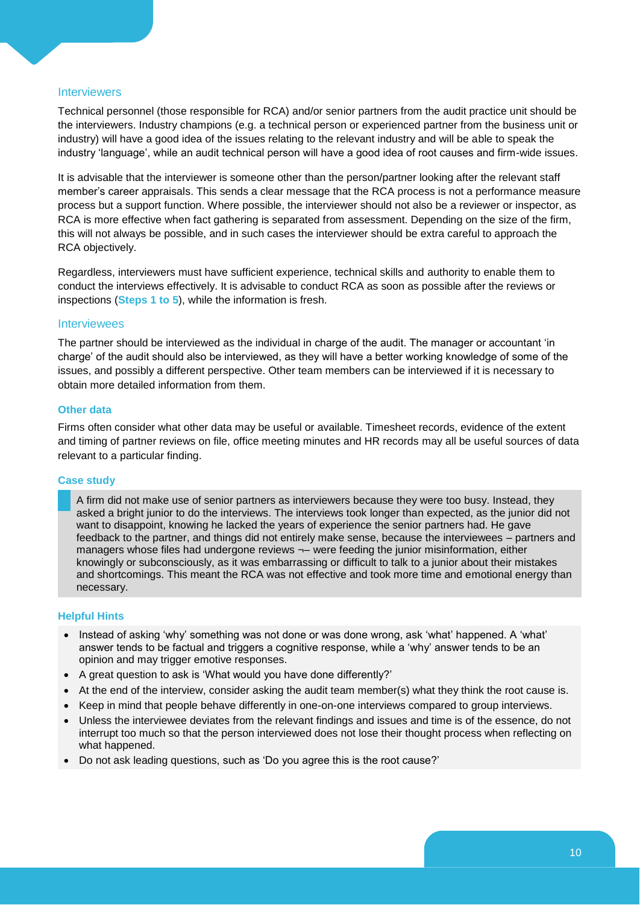### Interviewers

Technical personnel (those responsible for RCA) and/or senior partners from the audit practice unit should be the interviewers. Industry champions (e.g. a technical person or experienced partner from the business unit or industry) will have a good idea of the issues relating to the relevant industry and will be able to speak the industry 'language', while an audit technical person will have a good idea of root causes and firm-wide issues.

It is advisable that the interviewer is someone other than the person/partner looking after the relevant staff member's career appraisals. This sends a clear message that the RCA process is not a performance measure process but a support function. Where possible, the interviewer should not also be a reviewer or inspector, as RCA is more effective when fact gathering is separated from assessment. Depending on the size of the firm, this will not always be possible, and in such cases the interviewer should be extra careful to approach the RCA objectively.

Regardless, interviewers must have sufficient experience, technical skills and authority to enable them to conduct the interviews effectively. It is advisable to conduct RCA as soon as possible after the reviews or inspections (**Steps 1 to 5**), while the information is fresh.

### Interviewees

The partner should be interviewed as the individual in charge of the audit. The manager or accountant 'in charge' of the audit should also be interviewed, as they will have a better working knowledge of some of the issues, and possibly a different perspective. Other team members can be interviewed if it is necessary to obtain more detailed information from them.

#### Other data

Firms often consider what other data may be useful or available. Timesheet records, evidence of the extent and timing of partner reviews on file, office meeting minutes and HR records may all be useful sources of data relevant to a particular finding.

#### Case study

A firm did not make use of senior partners as interviewers because they were too busy. Instead, they asked a bright junior to do the interviews. The interviews took longer than expected, as the junior did not want to disappoint, knowing he lacked the years of experience the senior partners had. He gave feedback to the partner, and things did not entirely make sense, because the interviewees – partners and managers whose files had undergone reviews ¬– were feeding the junior misinformation, either knowingly or subconsciously, as it was embarrassing or difficult to talk to a junior about their mistakes and shortcomings. This meant the RCA was not effective and took more time and emotional energy than necessary.

#### Helpful Hints

- Instead of asking 'why' something was not done or was done wrong, ask 'what' happened. A 'what' answer tends to be factual and triggers a cognitive response, while a 'why' answer tends to be an opinion and may trigger emotive responses.
- A great question to ask is 'What would you have done differently?'
- At the end of the interview, consider asking the audit team member(s) what they think the root cause is.
- Keep in mind that people behave differently in one-on-one interviews compared to group interviews.
- Unless the interviewee deviates from the relevant findings and issues and time is of the essence, do not interrupt too much so that the person interviewed does not lose their thought process when reflecting on what happened.
- Do not ask leading questions, such as 'Do you agree this is the root cause?'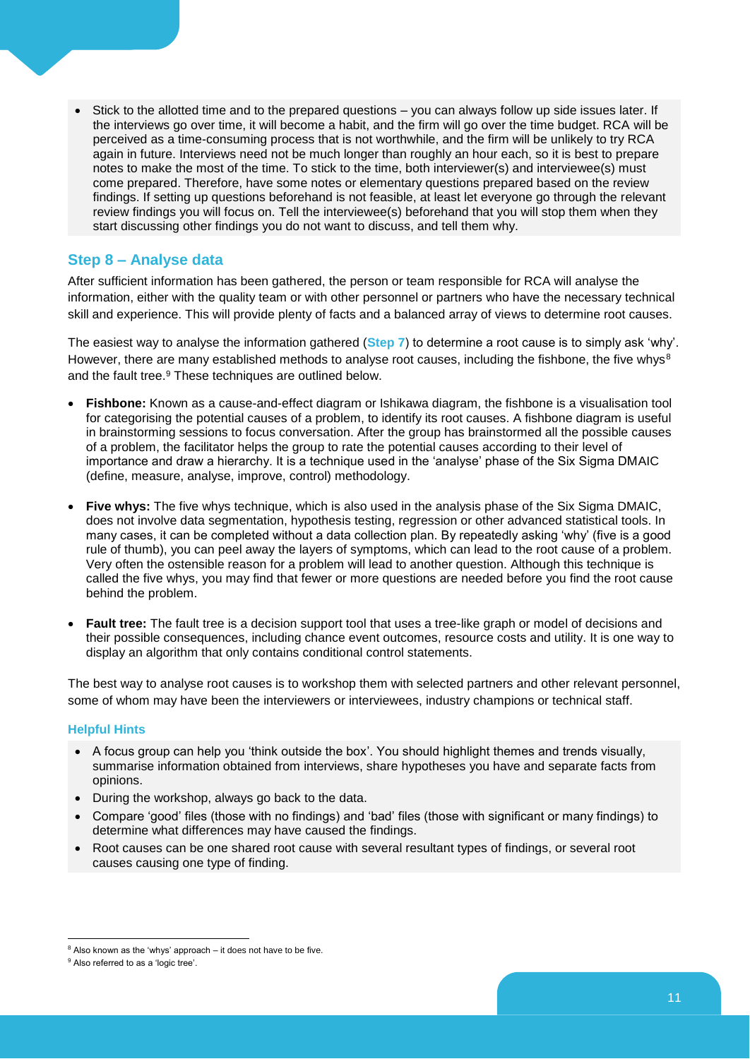- Stick to the allotted time and to the prepared questions – you can always follow up side issues later. If the interviews go over time, it will become a habit, and the firm will go over the time budget. RCA will be perceived as a time-consuming process that is not worthwhile, and the firm will be unlikely to try RCA again in future. Interviews need not be much longer than roughly an hour each, so it is best to prepare notes to make the most of the time. To stick to the time, both interviewer(s) and interviewee(s) must come prepared. Therefore, have some notes or elementary questions prepared based on the review findings. If setting up questions beforehand is not feasible, at least let everyone go through the relevant review findings you will focus on. Tell the interviewee(s) beforehand that you will stop them when they start discussing other findings you do not want to discuss, and tell them why.

## Step 8 – Analyse data

After sufficient information has been gathered, the person or team responsible for RCA will analyse the information, either with the quality team or with other personnel or partners who have the necessary technical skill and experience. This will provide plenty of facts and a balanced array of views to determine root causes.

The easiest way to analyse the information gathered (**Step 7**) to determine a root cause is to simply ask 'why'. However, there are many established methods to analyse root causes, including the fishbone, the five whys[8] and the fault tree.[9] These techniques are outlined below.

- **Fishbone:** Known as a cause-and-effect diagram or Ishikawa diagram, the fishbone is a visualisation tool for categorising the potential causes of a problem, to identify its root causes. A fishbone diagram is useful in brainstorming sessions to focus conversation. After the group has brainstormed all the possible causes of a problem, the facilitator helps the group to rate the potential causes according to their level of importance and draw a hierarchy. It is a technique used in the 'analyse' phase of the Six Sigma DMAIC (define, measure, analyse, improve, control) methodology.

- **Five whys:** The five whys technique, which is also used in the analysis phase of the Six Sigma DMAIC, does not involve data segmentation, hypothesis testing, regression or other advanced statistical tools. In many cases, it can be completed without a data collection plan. By repeatedly asking 'why' (five is a good rule of thumb), you can peel away the layers of symptoms, which can lead to the root cause of a problem. Very often the ostensible reason for a problem will lead to another question. Although this technique is called the five whys, you may find that fewer or more questions are needed before you find the root cause behind the problem.

- **Fault tree:** The fault tree is a decision support tool that uses a tree-like graph or model of decisions and their possible consequences, including chance event outcomes, resource costs and utility. It is one way to display an algorithm that only contains conditional control statements.

The best way to analyse root causes is to workshop them with selected partners and other relevant personnel, some of whom may have been the interviewers or interviewees, industry champions or technical staff.

### Helpful Hints

- A focus group can help you 'think outside the box'. You should highlight themes and trends visually, summarise information obtained from interviews, share hypotheses you have and separate facts from opinions.
- During the workshop, always go back to the data.
- Compare 'good' files (those with no findings) and 'bad' files (those with significant or many findings) to determine what differences may have caused the findings.
- Root causes can be one shared root cause with several resultant types of findings, or several root causes causing one type of finding.

---

[8] Also known as the 'whys' approach – it does not have to be five.

[9] Also referred to as a 'logic tree'.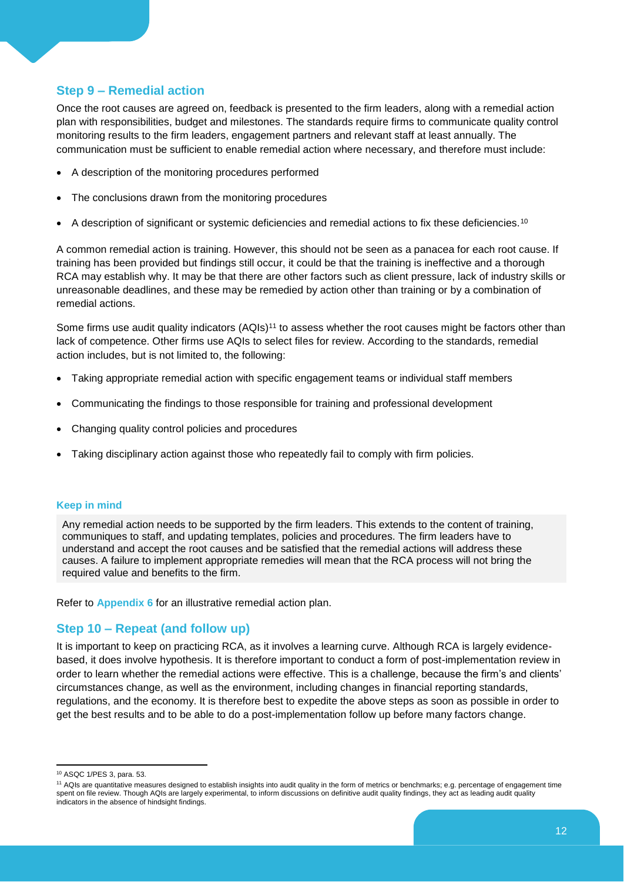## Step 9 – Remedial action

Once the root causes are agreed on, feedback is presented to the firm leaders, along with a remedial action plan with responsibilities, budget and milestones. The standards require firms to communicate quality control monitoring results to the firm leaders, engagement partners and relevant staff at least annually. The communication must be sufficient to enable remedial action where necessary, and therefore must include:

- A description of the monitoring procedures performed
- The conclusions drawn from the monitoring procedures
- A description of significant or systemic deficiencies and remedial actions to fix these deficiencies.[10]

A common remedial action is training. However, this should not be seen as a panacea for each root cause. If training has been provided but findings still occur, it could be that the training is ineffective and a thorough RCA may establish why. It may be that there are other factors such as client pressure, lack of industry skills or unreasonable deadlines, and these may be remedied by action other than training or by a combination of remedial actions.

Some firms use audit quality indicators (AQIs)[11] to assess whether the root causes might be factors other than lack of competence. Other firms use AQIs to select files for review. According to the standards, remedial action includes, but is not limited to, the following:

- Taking appropriate remedial action with specific engagement teams or individual staff members
- Communicating the findings to those responsible for training and professional development
- Changing quality control policies and procedures
- Taking disciplinary action against those who repeatedly fail to comply with firm policies.

#### Keep in mind

Any remedial action needs to be supported by the firm leaders. This extends to the content of training, communiques to staff, and updating templates, policies and procedures. The firm leaders have to understand and accept the root causes and be satisfied that the remedial actions will address these causes. A failure to implement appropriate remedies will mean that the RCA process will not bring the required value and benefits to the firm.

Refer to **Appendix 6** for an illustrative remedial action plan.

## Step 10 – Repeat (and follow up)

It is important to keep on practicing RCA, as it involves a learning curve. Although RCA is largely evidence-based, it does involve hypothesis. It is therefore important to conduct a form of post-implementation review in order to learn whether the remedial actions were effective. This is a challenge, because the firm's and clients' circumstances change, as well as the environment, including changes in financial reporting standards, regulations, and the economy. It is therefore best to expedite the above steps as soon as possible in order to get the best results and to be able to do a post-implementation follow up before many factors change.

---

[10] ASQC 1/PES 3, para. 53.

[11] AQIs are quantitative measures designed to establish insights into audit quality in the form of metrics or benchmarks; e.g. percentage of engagement time spent on file review. Though AQIs are largely experimental, to inform discussions on definitive audit quality findings, they act as leading audit quality indicators in the absence of hindsight findings.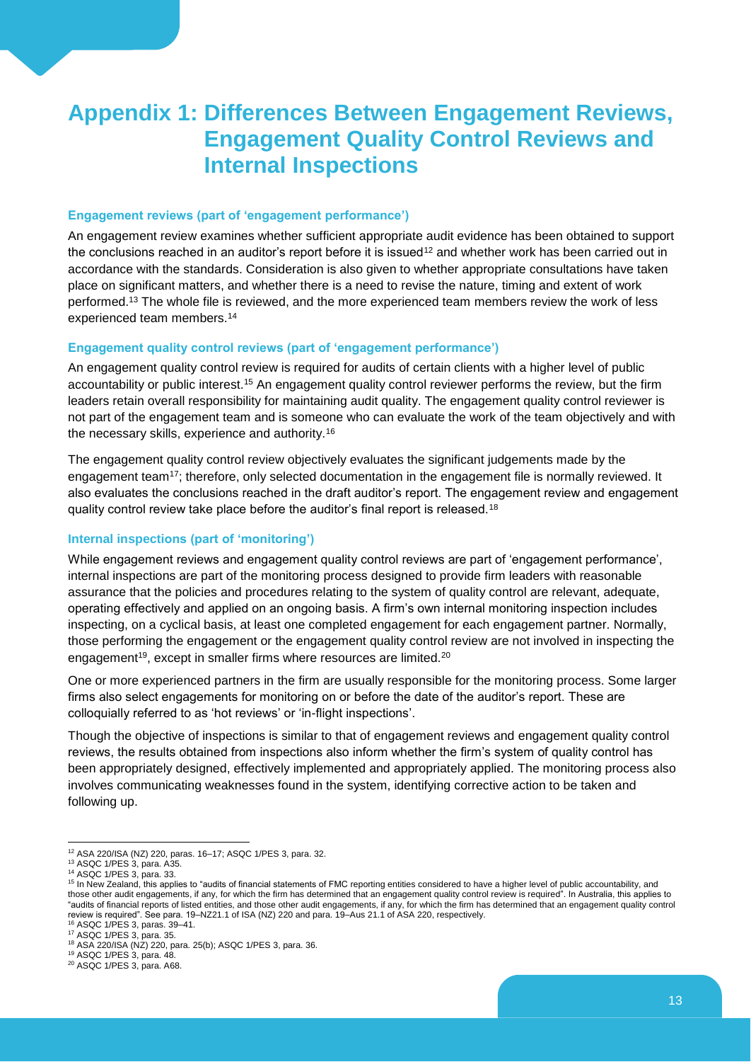# Appendix 1: Differences Between Engagement Reviews, Engagement Quality Control Reviews and Internal Inspections

### Engagement reviews (part of 'engagement performance')

An engagement review examines whether sufficient appropriate audit evidence has been obtained to support the conclusions reached in an auditor's report before it is issued[12] and whether work has been carried out in accordance with the standards. Consideration is also given to whether appropriate consultations have taken place on significant matters, and whether there is a need to revise the nature, timing and extent of work performed.[13] The whole file is reviewed, and the more experienced team members review the work of less experienced team members.[14]

### Engagement quality control reviews (part of 'engagement performance')

An engagement quality control review is required for audits of certain clients with a higher level of public accountability or public interest.[15] An engagement quality control reviewer performs the review, but the firm leaders retain overall responsibility for maintaining audit quality. The engagement quality control reviewer is not part of the engagement team and is someone who can evaluate the work of the team objectively and with the necessary skills, experience and authority.[16]

The engagement quality control review objectively evaluates the significant judgements made by the engagement team[17]; therefore, only selected documentation in the engagement file is normally reviewed. It also evaluates the conclusions reached in the draft auditor's report. The engagement review and engagement quality control review take place before the auditor's final report is released.[18]

### Internal inspections (part of 'monitoring')

While engagement reviews and engagement quality control reviews are part of 'engagement performance', internal inspections are part of the monitoring process designed to provide firm leaders with reasonable assurance that the policies and procedures relating to the system of quality control are relevant, adequate, operating effectively and applied on an ongoing basis. A firm's own internal monitoring inspection includes inspecting, on a cyclical basis, at least one completed engagement for each engagement partner. Normally, those performing the engagement or the engagement quality control review are not involved in inspecting the engagement[19], except in smaller firms where resources are limited.[20]

One or more experienced partners in the firm are usually responsible for the monitoring process. Some larger firms also select engagements for monitoring on or before the date of the auditor's report. These are colloquially referred to as 'hot reviews' or 'in-flight inspections'.

Though the objective of inspections is similar to that of engagement reviews and engagement quality control reviews, the results obtained from inspections also inform whether the firm's system of quality control has been appropriately designed, effectively implemented and appropriately applied. The monitoring process also involves communicating weaknesses found in the system, identifying corrective action to be taken and following up.

---

[12] ASA 220/ISA (NZ) 220, paras. 16–17; ASQC 1/PES 3, para. 32.

[13] ASQC 1/PES 3, para. A35.

[14] ASQC 1/PES 3, para. 33.

[15] In New Zealand, this applies to "audits of financial statements of FMC reporting entities considered to have a higher level of public accountability, and those other audit engagements, if any, for which the firm has determined that an engagement quality control review is required". In Australia, this applies to "audits of financial reports of listed entities, and those other audit engagements, if any, for which the firm has determined that an engagement quality control review is required". See para. 19–NZ21.1 of ISA (NZ) 220 and para. 19–Aus 21.1 of ASA 220, respectively.

[16] ASQC 1/PES 3, paras. 39–41.

[17] ASQC 1/PES 3, para. 35.

[18] ASA 220/ISA (NZ) 220, para. 25(b); ASQC 1/PES 3, para. 36.

[19] ASQC 1/PES 3, para. 48.

[20] ASQC 1/PES 3, para. A68.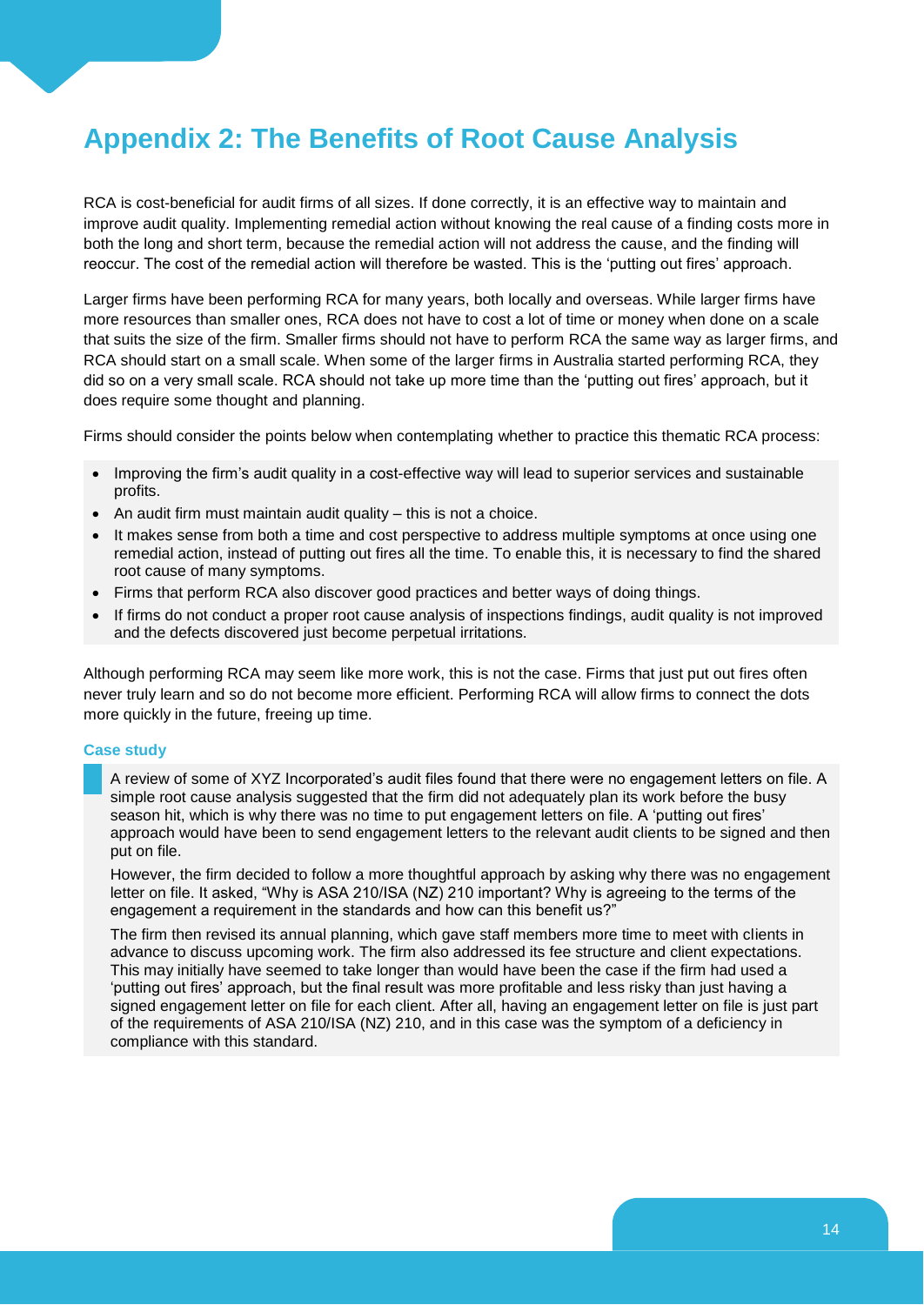# Appendix 2: The Benefits of Root Cause Analysis

RCA is cost-beneficial for audit firms of all sizes. If done correctly, it is an effective way to maintain and improve audit quality. Implementing remedial action without knowing the real cause of a finding costs more in both the long and short term, because the remedial action will not address the cause, and the finding will reoccur. The cost of the remedial action will therefore be wasted. This is the 'putting out fires' approach.

Larger firms have been performing RCA for many years, both locally and overseas. While larger firms have more resources than smaller ones, RCA does not have to cost a lot of time or money when done on a scale that suits the size of the firm. Smaller firms should not have to perform RCA the same way as larger firms, and RCA should start on a small scale. When some of the larger firms in Australia started performing RCA, they did so on a very small scale. RCA should not take up more time than the 'putting out fires' approach, but it does require some thought and planning.

Firms should consider the points below when contemplating whether to practice this thematic RCA process:

- Improving the firm's audit quality in a cost-effective way will lead to superior services and sustainable profits.
- An audit firm must maintain audit quality – this is not a choice.
- It makes sense from both a time and cost perspective to address multiple symptoms at once using one remedial action, instead of putting out fires all the time. To enable this, it is necessary to find the shared root cause of many symptoms.
- Firms that perform RCA also discover good practices and better ways of doing things.
- If firms do not conduct a proper root cause analysis of inspections findings, audit quality is not improved and the defects discovered just become perpetual irritations.

Although performing RCA may seem like more work, this is not the case. Firms that just put out fires often never truly learn and so do not become more efficient. Performing RCA will allow firms to connect the dots more quickly in the future, freeing up time.

### Case study

A review of some of XYZ Incorporated's audit files found that there were no engagement letters on file. A simple root cause analysis suggested that the firm did not adequately plan its work before the busy season hit, which is why there was no time to put engagement letters on file. A 'putting out fires' approach would have been to send engagement letters to the relevant audit clients to be signed and then put on file.

However, the firm decided to follow a more thoughtful approach by asking why there was no engagement letter on file. It asked, "Why is ASA 210/ISA (NZ) 210 important? Why is agreeing to the terms of the engagement a requirement in the standards and how can this benefit us?"

The firm then revised its annual planning, which gave staff members more time to meet with clients in advance to discuss upcoming work. The firm also addressed its fee structure and client expectations. This may initially have seemed to take longer than would have been the case if the firm had used a 'putting out fires' approach, but the final result was more profitable and less risky than just having a signed engagement letter on file for each client. After all, having an engagement letter on file is just part of the requirements of ASA 210/ISA (NZ) 210, and in this case was the symptom of a deficiency in compliance with this standard.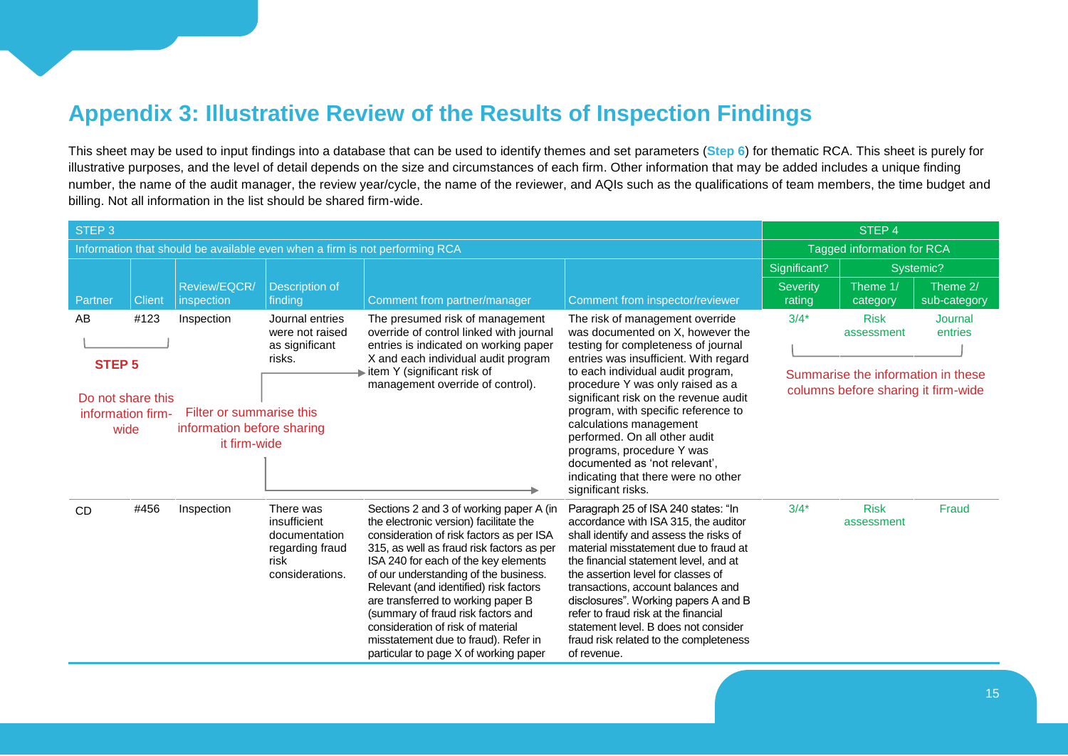## Appendix 3: Illustrative Review of the Results of Inspection Findings

This sheet may be used to input findings into a database that can be used to identify themes and set parameters (**Step 6**) for thematic RCA. This sheet is purely for illustrative purposes, and the level of detail depends on the size and circumstances of each firm. Other information that may be added includes a unique finding number, the name of the audit manager, the review year/cycle, the name of the reviewer, and AQIs such as the qualifications of team members, the time budget and billing. Not all information in the list should be shared firm-wide.

| STEP 3 | | | | | | STEP 4 | | |
|---|---|---|---|---|---|---|---|---|
| Information that should be available even when a firm is not performing RCA | | | | | | Tagged information for RCA | | |
| | | | | | | Significant? | Systemic? | |
| Partner | Client | Review/EQCR/ inspection | Description of finding | Comment from partner/manager | Comment from inspector/reviewer | Severity rating | Theme 1/ category | Theme 2/ sub-category |
| AB | #123 | Inspection | Journal entries were not raised as significant risks. | The presumed risk of management override of control linked with journal entries is indicated on working paper X and each individual audit program item Y (significant risk of management override of control). | The risk of management override was documented on X, however the testing for completeness of journal entries was insufficient. With regard to each individual audit program, procedure Y was only raised as a significant risk on the revenue audit program, with specific reference to calculations management performed. On all other audit programs, procedure Y was documented as 'not relevant', indicating that there were no other significant risks. | 3/4* | Risk assessment | Journal entries |
| CD | #456 | Inspection | There was insufficient documentation regarding fraud risk considerations. | Sections 2 and 3 of working paper A (in the electronic version) facilitate the consideration of risk factors as per ISA 315, as well as fraud risk factors as per ISA 240 for each of the key elements of our understanding of the business. Relevant (and identified) risk factors are transferred to working paper B (summary of fraud risk factors and consideration of risk of material misstatement due to fraud). Refer in particular to page X of working paper | Paragraph 25 of ISA 240 states: "In accordance with ISA 315, the auditor shall identify and assess the risks of material misstatement due to fraud at the financial statement level, and at the assertion level for classes of transactions, account balances and disclosures". Working papers A and B refer to fraud risk at the financial statement level. B does not consider fraud risk related to the completeness of revenue. | 3/4* | Risk assessment | Fraud |

**STEP 5**

Do not share this information firm-wide (Partner, Client)

Filter or summarise this information before sharing it firm-wide (Review/EQCR/inspection, Description of finding, Comment from partner/manager, Comment from inspector/reviewer)

Summarise the information in these columns before sharing it firm-wide (Severity rating, Theme 1/category, Theme 2/sub-category)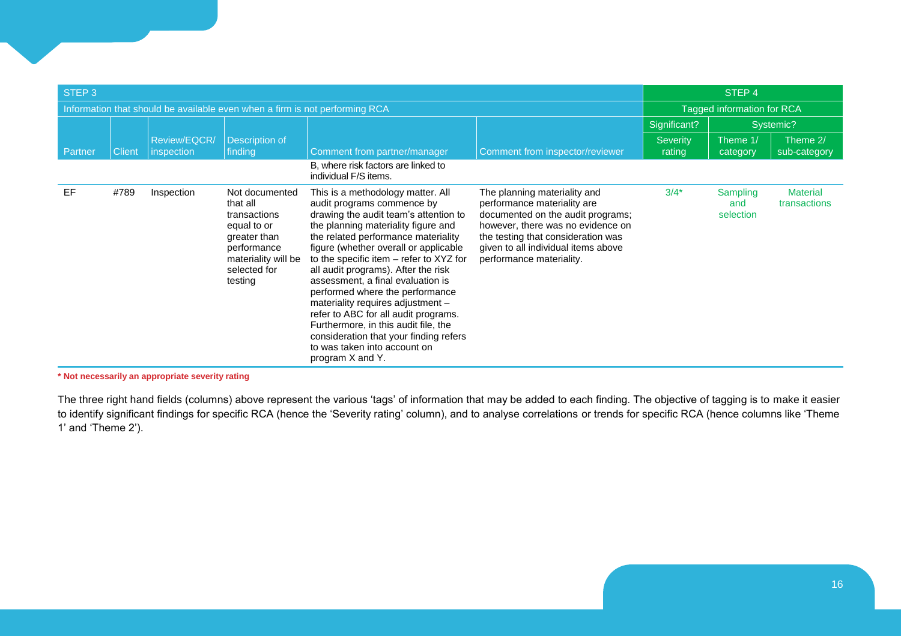| STEP 3 | | | | | | STEP 4 | | |
|---|---|---|---|---|---|---|---|---|
| Information that should be available even when a firm is not performing RCA | | | | | | Tagged information for RCA | | |
| | | | | | | Significant? | Systemic? | |
| Partner | Client | Review/EQCR/ inspection | Description of finding | Comment from partner/manager | Comment from inspector/reviewer | Severity rating | Theme 1/ category | Theme 2/ sub-category |
| | | | | B, where risk factors are linked to individual F/S items. | | | | |
| EF | #789 | Inspection | Not documented that all transactions equal to or greater than performance materiality will be selected for testing | This is a methodology matter. All audit programs commence by drawing the audit team's attention to the planning materiality figure and the related performance materiality figure (whether overall or applicable to the specific item – refer to XYZ for all audit programs). After the risk assessment, a final evaluation is performed where the performance materiality requires adjustment – refer to ABC for all audit programs. Furthermore, in this audit file, the consideration that your finding refers to was taken into account on program X and Y. | The planning materiality and performance materiality are documented on the audit programs; however, there was no evidence on the testing that consideration was given to all individual items above performance materiality. | 3/4* | Sampling and selection | Material transactions |

**\* Not necessarily an appropriate severity rating**

The three right hand fields (columns) above represent the various 'tags' of information that may be added to each finding. The objective of tagging is to make it easier to identify significant findings for specific RCA (hence the 'Severity rating' column), and to analyse correlations or trends for specific RCA (hence columns like 'Theme 1' and 'Theme 2').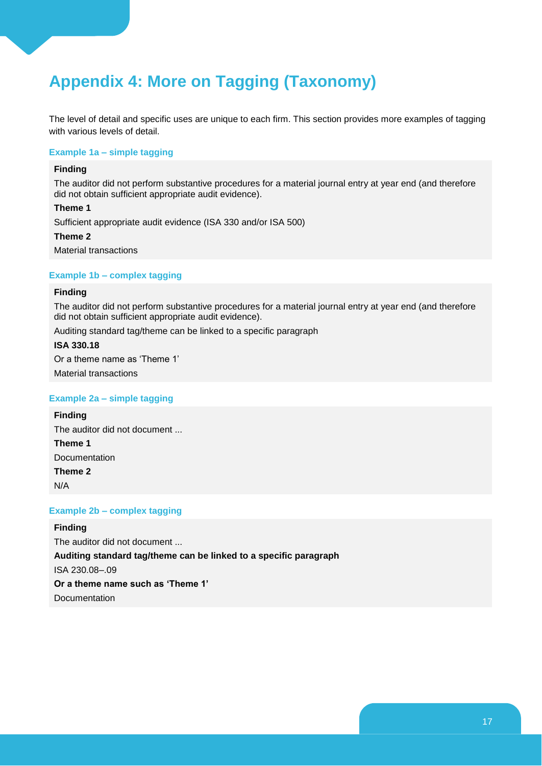# Appendix 4: More on Tagging (Taxonomy)

The level of detail and specific uses are unique to each firm. This section provides more examples of tagging with various levels of detail.

### Example 1a – simple tagging

**Finding**

The auditor did not perform substantive procedures for a material journal entry at year end (and therefore did not obtain sufficient appropriate audit evidence).

**Theme 1**

Sufficient appropriate audit evidence (ISA 330 and/or ISA 500)

**Theme 2**

Material transactions

### Example 1b – complex tagging

**Finding**

The auditor did not perform substantive procedures for a material journal entry at year end (and therefore did not obtain sufficient appropriate audit evidence).

Auditing standard tag/theme can be linked to a specific paragraph

**ISA 330.18**

Or a theme name as 'Theme 1'

Material transactions

### Example 2a – simple tagging

**Finding**

The auditor did not document ...

**Theme 1**

Documentation

**Theme 2**

N/A

### Example 2b – complex tagging

**Finding**

The auditor did not document ...

**Auditing standard tag/theme can be linked to a specific paragraph**

ISA 230.08–.09

**Or a theme name such as 'Theme 1'**

Documentation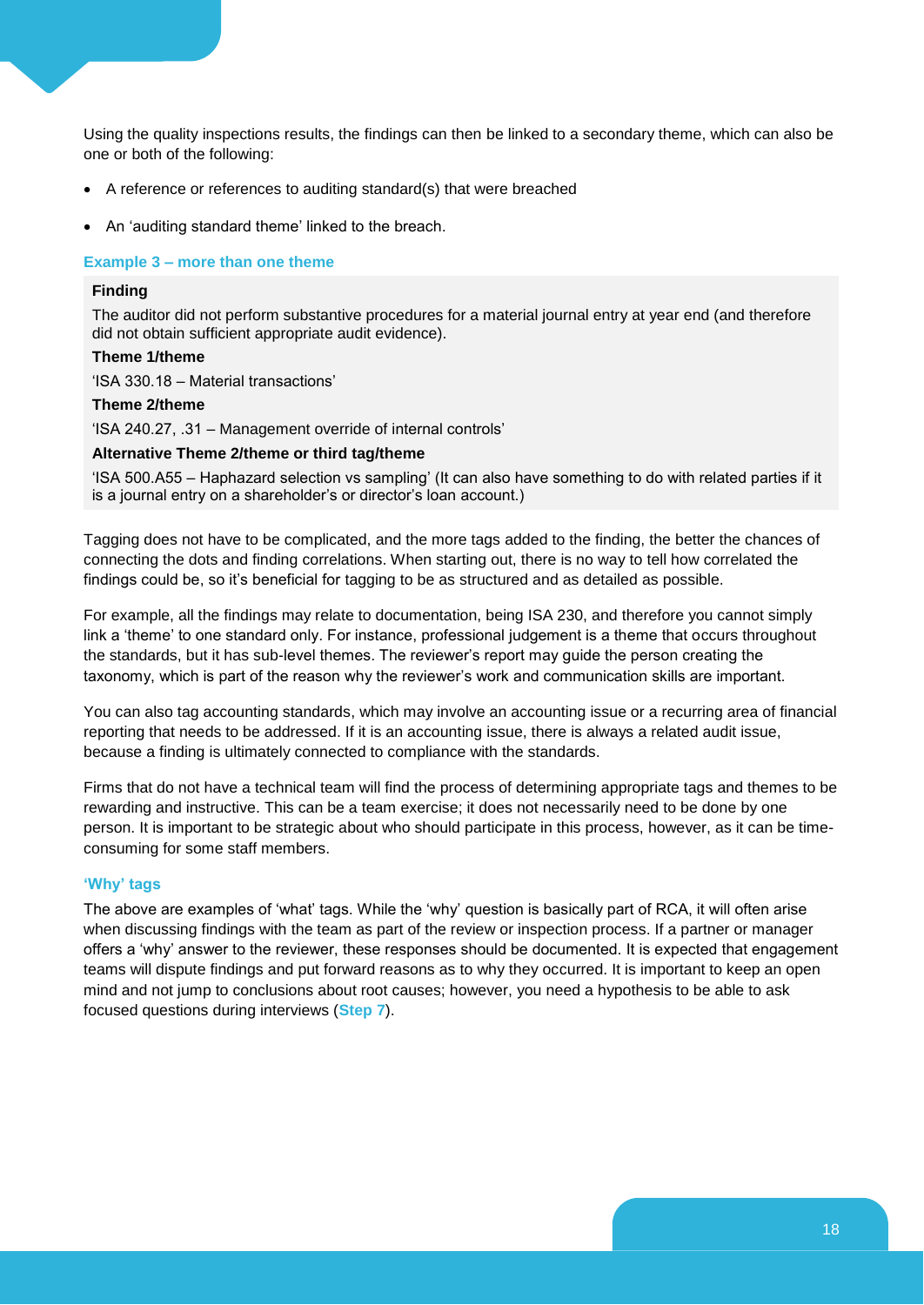Using the quality inspections results, the findings can then be linked to a secondary theme, which can also be one or both of the following:

- A reference or references to auditing standard(s) that were breached
- An 'auditing standard theme' linked to the breach.

### Example 3 – more than one theme

**Finding**

The auditor did not perform substantive procedures for a material journal entry at year end (and therefore did not obtain sufficient appropriate audit evidence).

**Theme 1/theme**

'ISA 330.18 – Material transactions'

**Theme 2/theme**

'ISA 240.27, .31 – Management override of internal controls'

**Alternative Theme 2/theme or third tag/theme**

'ISA 500.A55 – Haphazard selection vs sampling' (It can also have something to do with related parties if it is a journal entry on a shareholder's or director's loan account.)

Tagging does not have to be complicated, and the more tags added to the finding, the better the chances of connecting the dots and finding correlations. When starting out, there is no way to tell how correlated the findings could be, so it's beneficial for tagging to be as structured and as detailed as possible.

For example, all the findings may relate to documentation, being ISA 230, and therefore you cannot simply link a 'theme' to one standard only. For instance, professional judgement is a theme that occurs throughout the standards, but it has sub-level themes. The reviewer's report may guide the person creating the taxonomy, which is part of the reason why the reviewer's work and communication skills are important.

You can also tag accounting standards, which may involve an accounting issue or a recurring area of financial reporting that needs to be addressed. If it is an accounting issue, there is always a related audit issue, because a finding is ultimately connected to compliance with the standards.

Firms that do not have a technical team will find the process of determining appropriate tags and themes to be rewarding and instructive. This can be a team exercise; it does not necessarily need to be done by one person. It is important to be strategic about who should participate in this process, however, as it can be time-consuming for some staff members.

### 'Why' tags

The above are examples of 'what' tags. While the 'why' question is basically part of RCA, it will often arise when discussing findings with the team as part of the review or inspection process. If a partner or manager offers a 'why' answer to the reviewer, these responses should be documented. It is expected that engagement teams will dispute findings and put forward reasons as to why they occurred. It is important to keep an open mind and not jump to conclusions about root causes; however, you need a hypothesis to be able to ask focused questions during interviews (**Step 7**).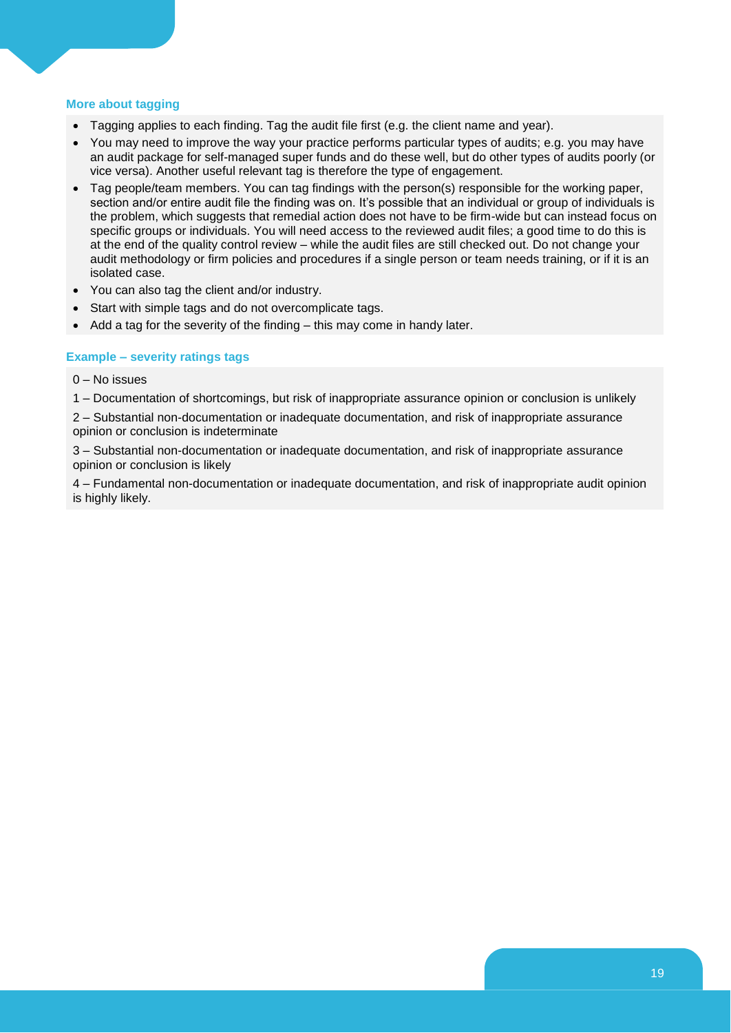### More about tagging

- Tagging applies to each finding. Tag the audit file first (e.g. the client name and year).
- You may need to improve the way your practice performs particular types of audits; e.g. you may have an audit package for self-managed super funds and do these well, but do other types of audits poorly (or vice versa). Another useful relevant tag is therefore the type of engagement.
- Tag people/team members. You can tag findings with the person(s) responsible for the working paper, section and/or entire audit file the finding was on. It's possible that an individual or group of individuals is the problem, which suggests that remedial action does not have to be firm-wide but can instead focus on specific groups or individuals. You will need access to the reviewed audit files; a good time to do this is at the end of the quality control review – while the audit files are still checked out. Do not change your audit methodology or firm policies and procedures if a single person or team needs training, or if it is an isolated case.
- You can also tag the client and/or industry.
- Start with simple tags and do not overcomplicate tags.
- Add a tag for the severity of the finding – this may come in handy later.

### Example – severity ratings tags

0 – No issues

1 – Documentation of shortcomings, but risk of inappropriate assurance opinion or conclusion is unlikely

2 – Substantial non-documentation or inadequate documentation, and risk of inappropriate assurance opinion or conclusion is indeterminate

3 – Substantial non-documentation or inadequate documentation, and risk of inappropriate assurance opinion or conclusion is likely

4 – Fundamental non-documentation or inadequate documentation, and risk of inappropriate audit opinion is highly likely.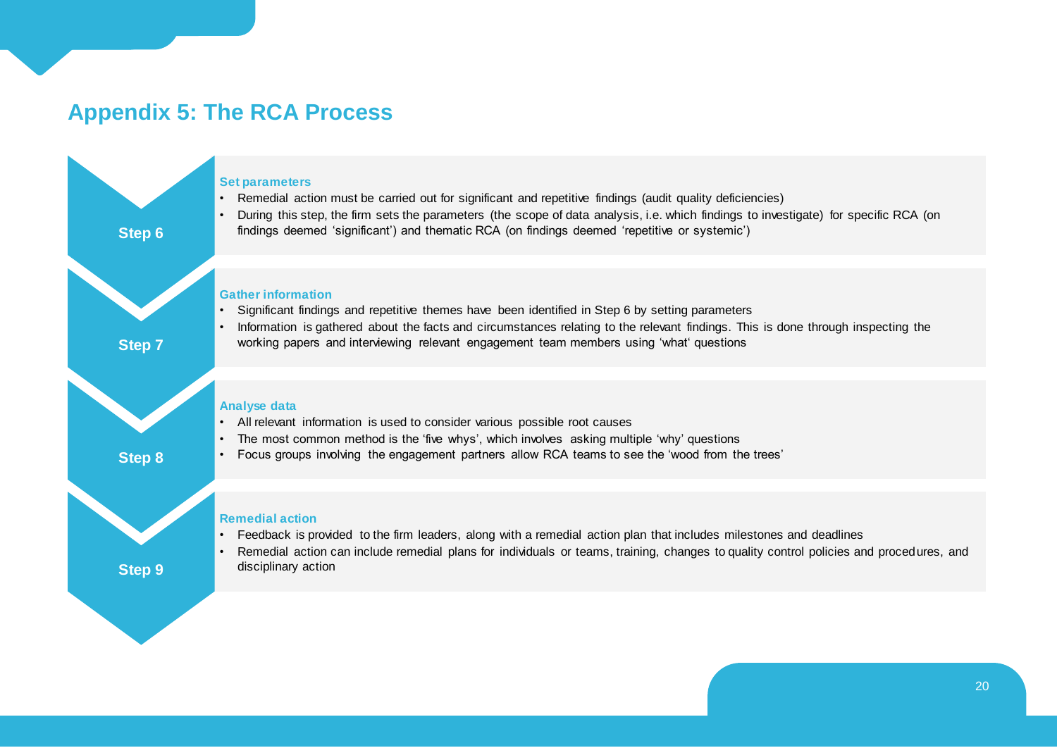## Appendix 5: The RCA Process

### Step 6

**Set parameters**

- Remedial action must be carried out for significant and repetitive findings (audit quality deficiencies)
- During this step, the firm sets the parameters (the scope of data analysis, i.e. which findings to investigate) for specific RCA (on findings deemed 'significant') and thematic RCA (on findings deemed 'repetitive or systemic')

### Step 7

**Gather information**

- Significant findings and repetitive themes have been identified in Step 6 by setting parameters
- Information is gathered about the facts and circumstances relating to the relevant findings. This is done through inspecting the working papers and interviewing relevant engagement team members using 'what' questions

### Step 8

**Analyse data**

- All relevant information is used to consider various possible root causes
- The most common method is the 'five whys', which involves asking multiple 'why' questions
- Focus groups involving the engagement partners allow RCA teams to see the 'wood from the trees'

### Step 9

**Remedial action**

- Feedback is provided to the firm leaders, along with a remedial action plan that includes milestones and deadlines
- Remedial action can include remedial plans for individuals or teams, training, changes to quality control policies and procedures, and disciplinary action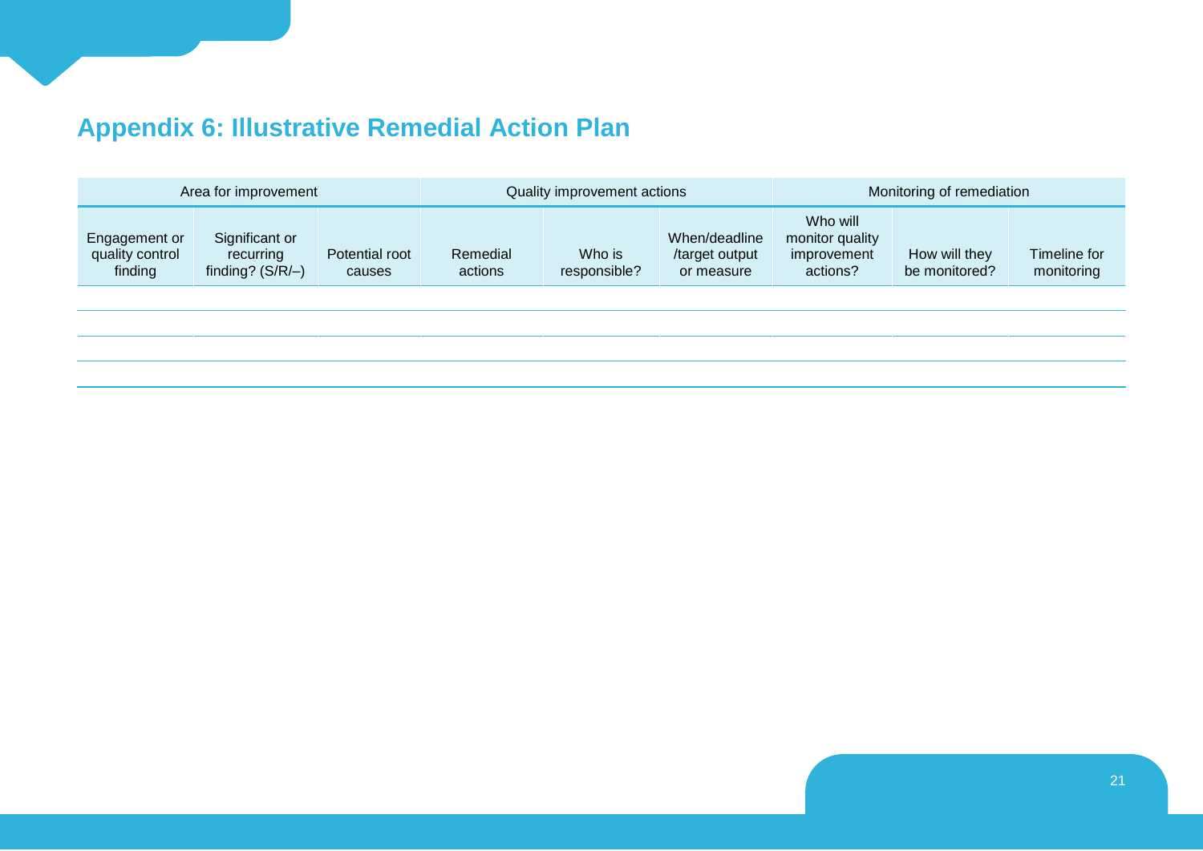## Appendix 6: Illustrative Remedial Action Plan

| Area for improvement | | | Quality improvement actions | | | Monitoring of remediation | | |
|---|---|---|---|---|---|---|---|---|
| Engagement or quality control finding | Significant or recurring finding? (S/R/–) | Potential root causes | Remedial actions | Who is responsible? | When/deadline /target output or measure | Who will monitor quality improvement actions? | How will they be monitored? | Timeline for monitoring |
| | | | | | | | | |
| | | | | | | | | |
| | | | | | | | | |
| | | | | | | | | |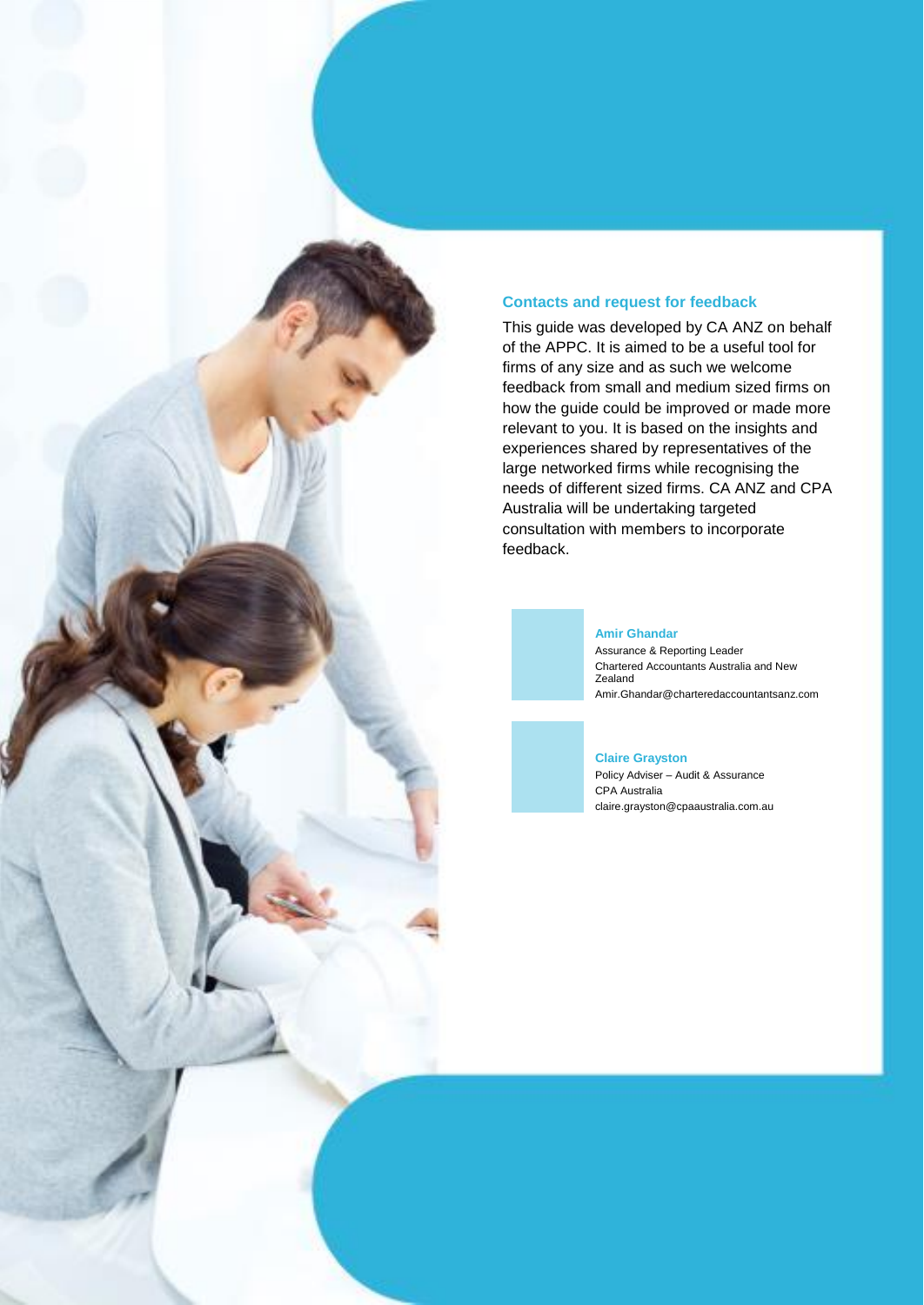## Contacts and request for feedback

This guide was developed by CA ANZ on behalf of the APPC. It is aimed to be a useful tool for firms of any size and as such we welcome feedback from small and medium sized firms on how the guide could be improved or made more relevant to you. It is based on the insights and experiences shared by representatives of the large networked firms while recognising the needs of different sized firms. CA ANZ and CPA Australia will be undertaking targeted consultation with members to incorporate feedback.

**Amir Ghandar**
Assurance & Reporting Leader
Chartered Accountants Australia and New Zealand
Amir.Ghandar@charteredaccountantsanz.com

**Claire Grayston**
Policy Adviser – Audit & Assurance
CPA Australia
claire.grayston@cpaaustralia.com.au